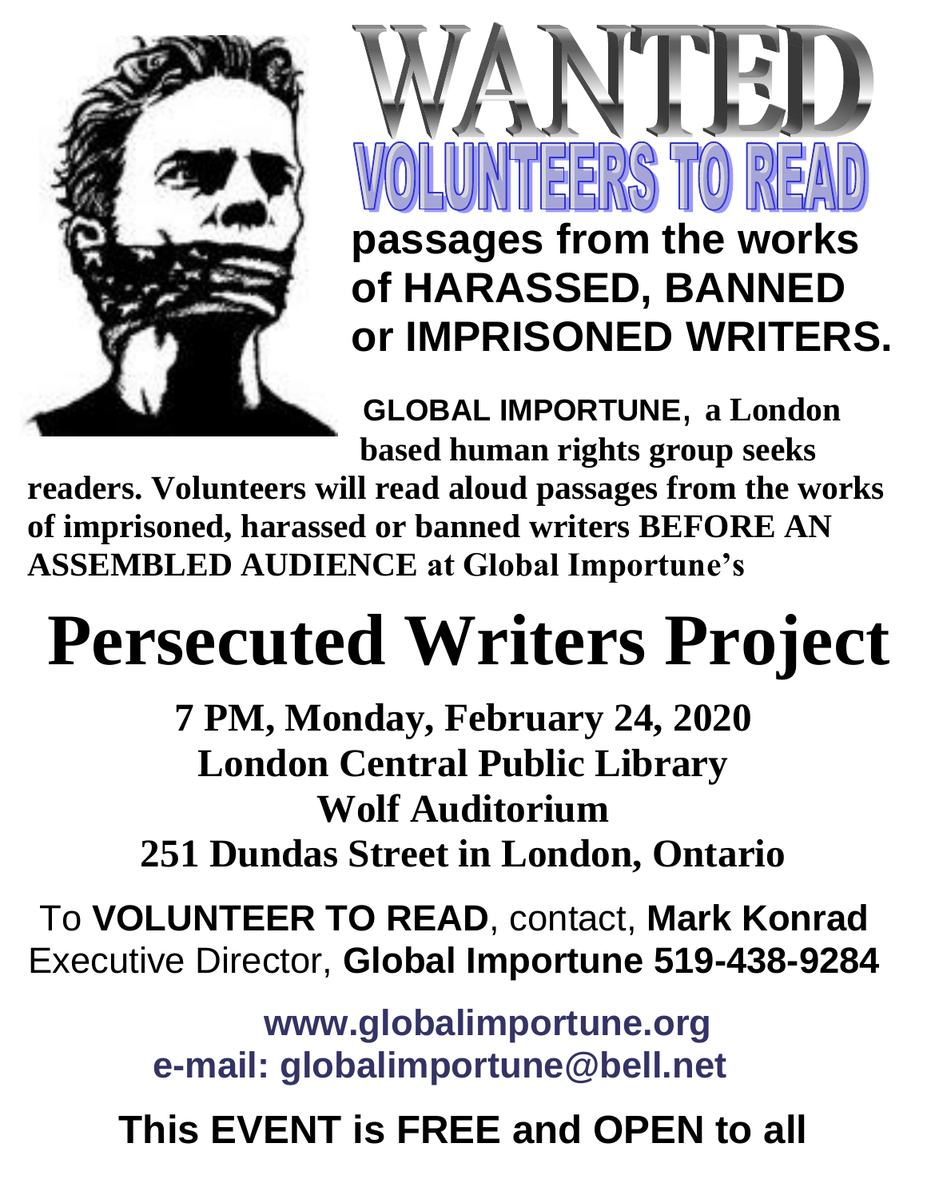# WANTED

## VOLUNTEERS TO READ

**passages from the works of HARASSED, BANNED or IMPRISONED WRITERS.**

**GLOBAL IMPORTUNE, a London based human rights group seeks readers. Volunteers will read aloud passages from the works of imprisoned, harassed or banned writers BEFORE AN ASSEMBLED AUDIENCE at Global Importune's**

# Persecuted Writers Project

**7 PM, Monday, February 24, 2020**
**London Central Public Library**
**Wolf Auditorium**
**251 Dundas Street in London, Ontario**

To **VOLUNTEER TO READ**, contact, **Mark Konrad** Executive Director, **Global Importune 519-438-9284**

**www.globalimportune.org**
**e-mail: globalimportune@bell.net**

**This EVENT is FREE and OPEN to all**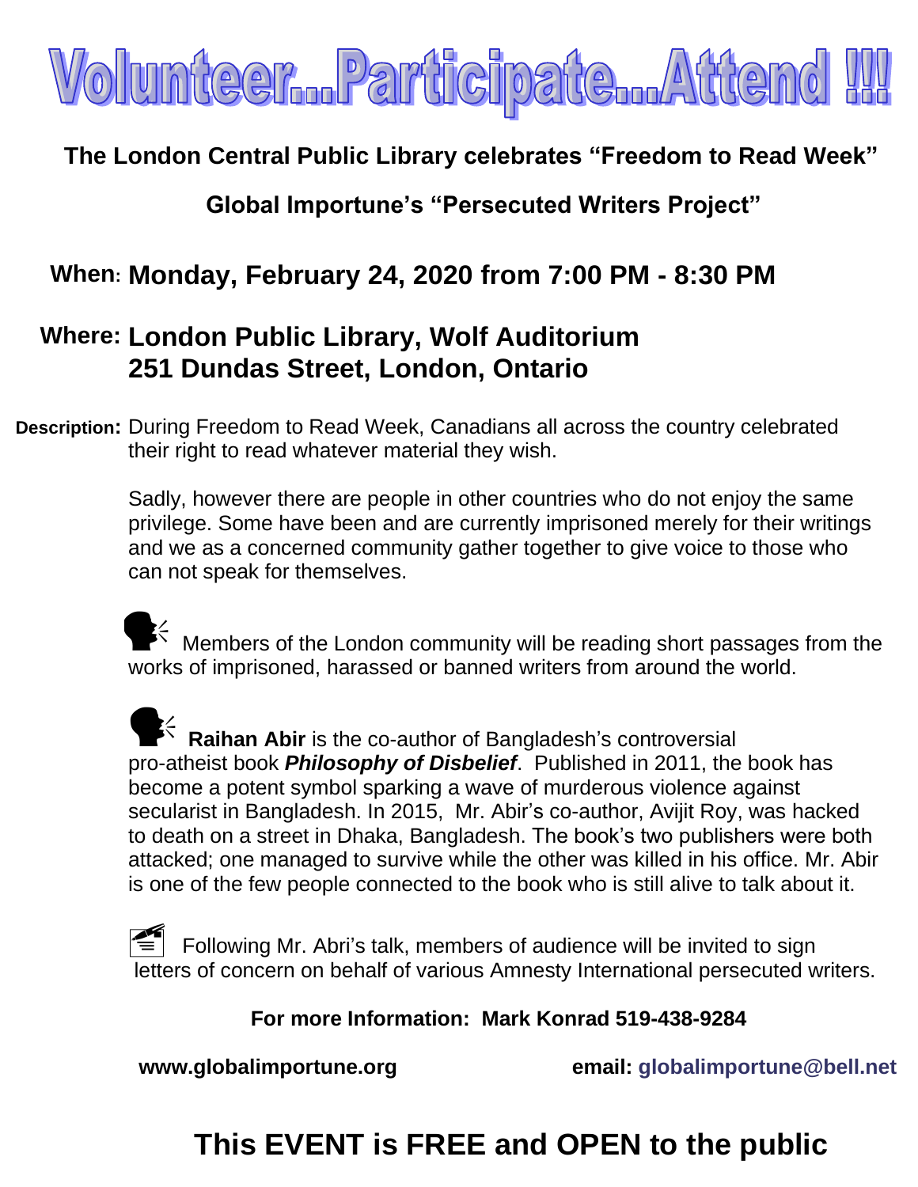# Volunteer...Participate...Attend !!!

**The London Central Public Library celebrates "Freedom to Read Week"**

**Global Importune's "Persecuted Writers Project"**

**When: Monday, February 24, 2020 from 7:00 PM - 8:30 PM**

**Where: London Public Library, Wolf Auditorium**
**251 Dundas Street, London, Ontario**

**Description:** During Freedom to Read Week, Canadians all across the country celebrated their right to read whatever material they wish.

Sadly, however there are people in other countries who do not enjoy the same privilege. Some have been and are currently imprisoned merely for their writings and we as a concerned community gather together to give voice to those who can not speak for themselves.

Members of the London community will be reading short passages from the works of imprisoned, harassed or banned writers from around the world.

**Raihan Abir** is the co-author of Bangladesh's controversial pro-atheist book ***Philosophy of Disbelief***. Published in 2011, the book has become a potent symbol sparking a wave of murderous violence against secularist in Bangladesh. In 2015, Mr. Abir's co-author, Avijit Roy, was hacked to death on a street in Dhaka, Bangladesh. The book's two publishers were both attacked; one managed to survive while the other was killed in his office. Mr. Abir is one of the few people connected to the book who is still alive to talk about it.

Following Mr. Abri's talk, members of audience will be invited to sign letters of concern on behalf of various Amnesty International persecuted writers.

**For more Information: Mark Konrad 519-438-9284**

**www.globalimportune.org** **email: globalimportune@bell.net**

## This EVENT is FREE and OPEN to the public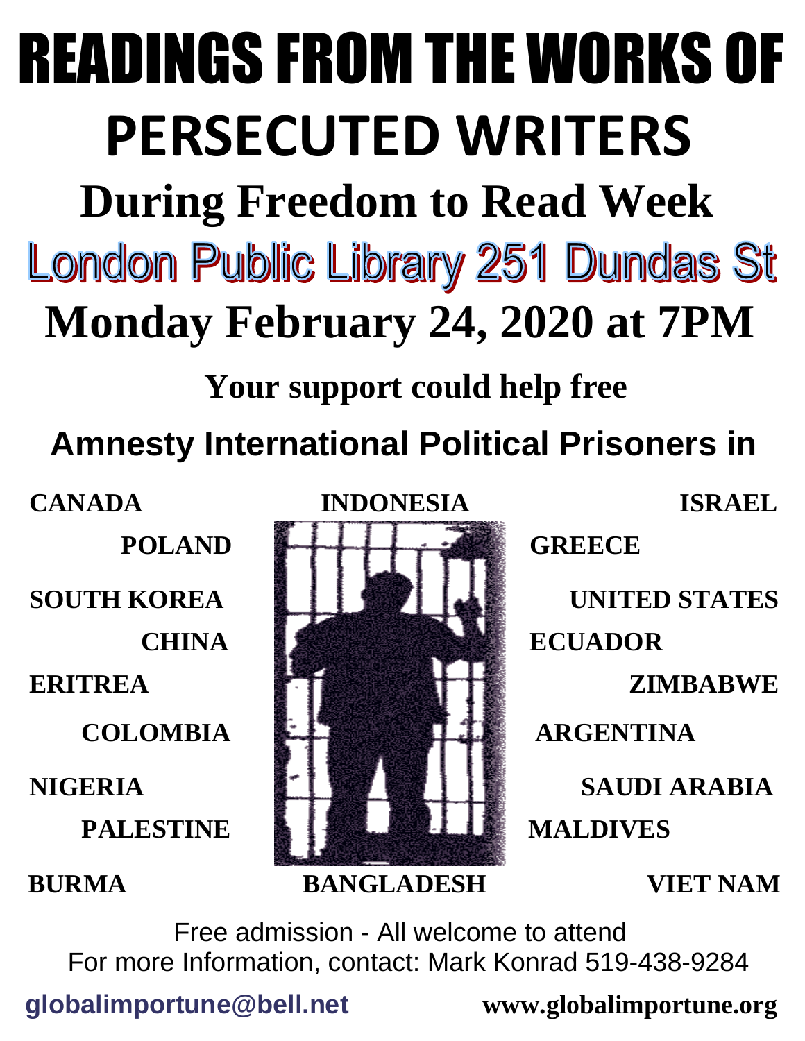# READINGS FROM THE WORKS OF

# PERSECUTED WRITERS

## During Freedom to Read Week

## London Public Library 251 Dundas St

## Monday February 24, 2020 at 7PM

**Your support could help free**

**Amnesty International Political Prisoners in**

**CANADA** **INDONESIA** **ISRAEL**

**POLAND** **GREECE**

**SOUTH KOREA** **UNITED STATES**

**CHINA** **ECUADOR**

**ERITREA** **ZIMBABWE**

**COLOMBIA** **ARGENTINA**

**NIGERIA** **SAUDI ARABIA**

**PALESTINE** **MALDIVES**

**BURMA** **BANGLADESH** **VIET NAM**

Free admission - All welcome to attend

For more Information, contact: Mark Konrad 519-438-9284

**globalimportune@bell.net** **www.globalimportune.org**